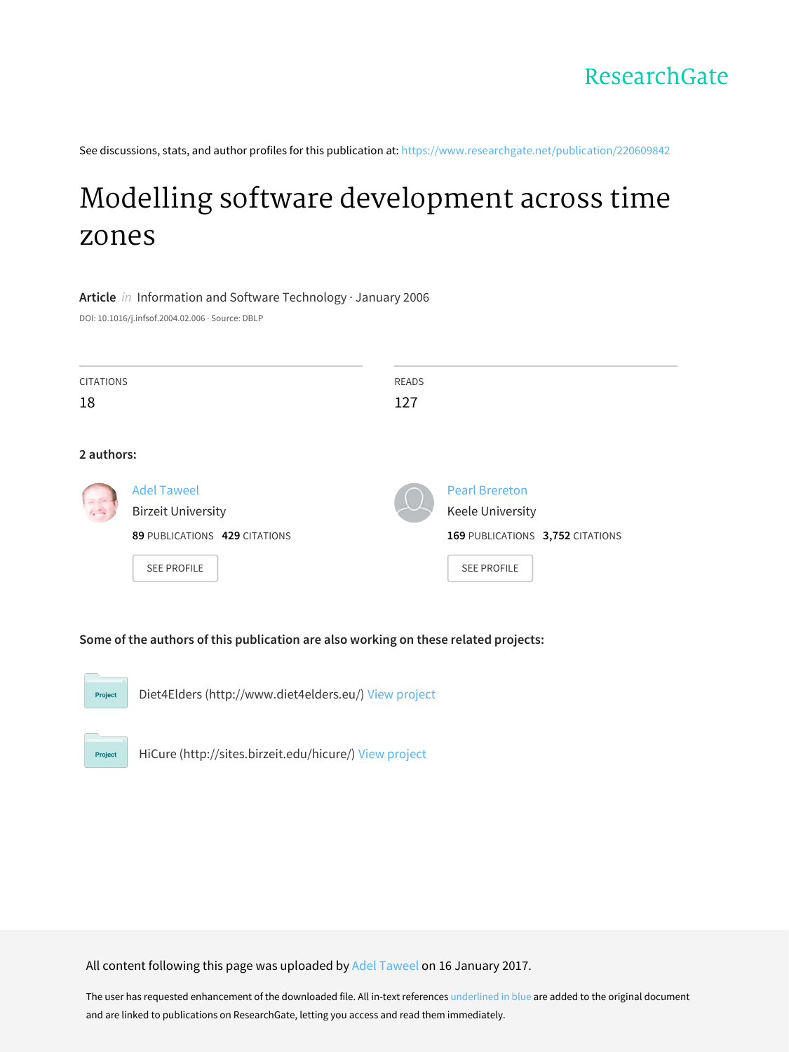ResearchGate

See discussions, stats, and author profiles for this publication at: https://www.researchgate.net/publication/220609842

# Modelling software development across time zones

**Article** *in* Information and Software Technology · January 2006

DOI: 10.1016/j.infsof.2004.02.006 · Source: DBLP

CITATIONS
18

READS
127

**2 authors:**

Adel Taweel
Birzeit University
**89** PUBLICATIONS **429** CITATIONS
SEE PROFILE

Pearl Brereton
Keele University
**169** PUBLICATIONS **3,752** CITATIONS
SEE PROFILE

**Some of the authors of this publication are also working on these related projects:**

Project: Diet4Elders (http://www.diet4elders.eu/) View project

Project: HiCure (http://sites.birzeit.edu/hicure/) View project

All content following this page was uploaded by Adel Taweel on 16 January 2017.

The user has requested enhancement of the downloaded file. All in-text references underlined in blue are added to the original document and are linked to publications on ResearchGate, letting you access and read them immediately.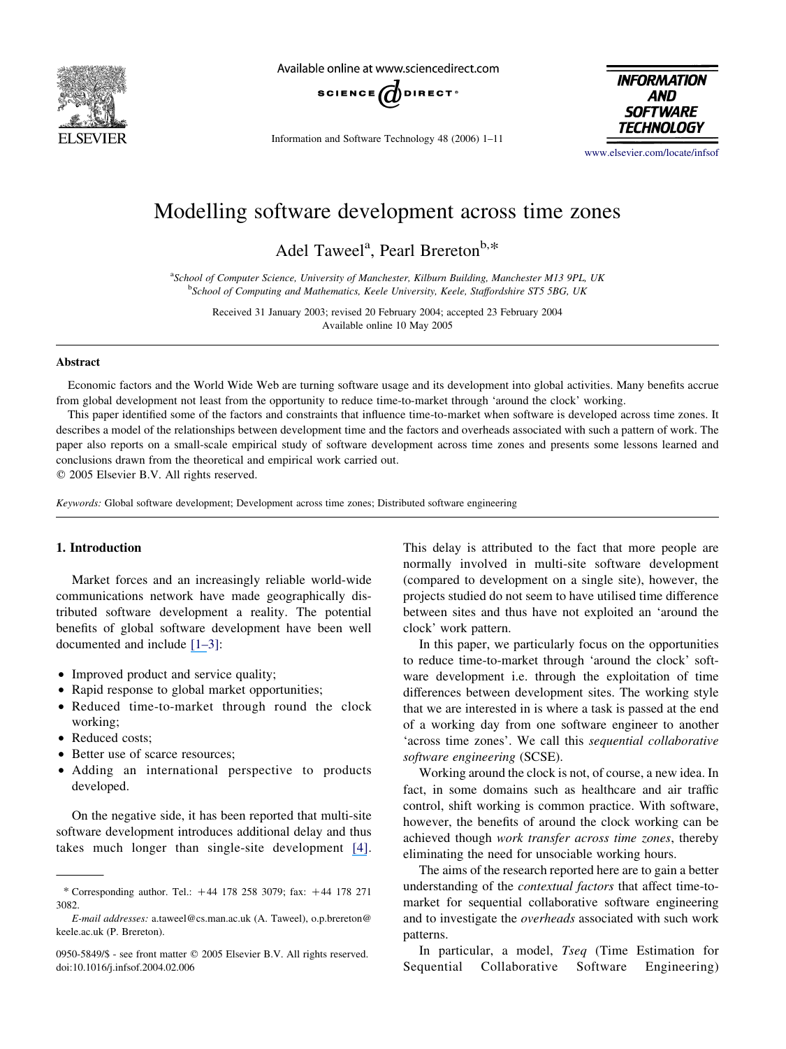// Journal header metadata omitted

# Modelling software development across time zones

Adel Taweel[a], Pearl Brereton[b,*]

[a]*School of Computer Science, University of Manchester, Kilburn Building, Manchester M13 9PL, UK*
[b]*School of Computing and Mathematics, Keele University, Keele, Staffordshire ST5 5BG, UK*

Received 31 January 2003; revised 20 February 2004; accepted 23 February 2004
Available online 10 May 2005

## Abstract

Economic factors and the World Wide Web are turning software usage and its development into global activities. Many benefits accrue from global development not least from the opportunity to reduce time-to-market through 'around the clock' working.

This paper identified some of the factors and constraints that influence time-to-market when software is developed across time zones. It describes a model of the relationships between development time and the factors and overheads associated with such a pattern of work. The paper also reports on a small-scale empirical study of software development across time zones and presents some lessons learned and conclusions drawn from the theoretical and empirical work carried out.

© 2005 Elsevier B.V. All rights reserved.

*Keywords:* Global software development; Development across time zones; Distributed software engineering

## 1. Introduction

Market forces and an increasingly reliable world-wide communications network have made geographically distributed software development a reality. The potential benefits of global software development have been well documented and include [1–3]:

- Improved product and service quality;
- Rapid response to global market opportunities;
- Reduced time-to-market through round the clock working;
- Reduced costs;
- Better use of scarce resources;
- Adding an international perspective to products developed.

On the negative side, it has been reported that multi-site software development introduces additional delay and thus takes much longer than single-site development [4]. This delay is attributed to the fact that more people are normally involved in multi-site software development (compared to development on a single site), however, the projects studied do not seem to have utilised time difference between sites and thus have not exploited an 'around the clock' work pattern.

In this paper, we particularly focus on the opportunities to reduce time-to-market through 'around the clock' software development i.e. through the exploitation of time differences between development sites. The working style that we are interested in is where a task is passed at the end of a working day from one software engineer to another 'across time zones'. We call this *sequential collaborative software engineering* (SCSE).

Working around the clock is not, of course, a new idea. In fact, in some domains such as healthcare and air traffic control, shift working is common practice. With software, however, the benefits of around the clock working can be achieved though *work transfer across time zones*, thereby eliminating the need for unsociable working hours.

The aims of the research reported here are to gain a better understanding of the *contextual factors* that affect time-to-market for sequential collaborative software engineering and to investigate the *overheads* associated with such work patterns.

In particular, a model, *Tseq* (Time Estimation for Sequential Collaborative Software Engineering)

---

* Corresponding author. Tel.: +44 178 258 3079; fax: +44 178 271 3082.

*E-mail addresses:* a.taweel@cs.man.ac.uk (A. Taweel), o.p.brereton@keele.ac.uk (P. Brereton).

0950-5849/$ - see front matter © 2005 Elsevier B.V. All rights reserved.
doi:10.1016/j.infsof.2004.02.006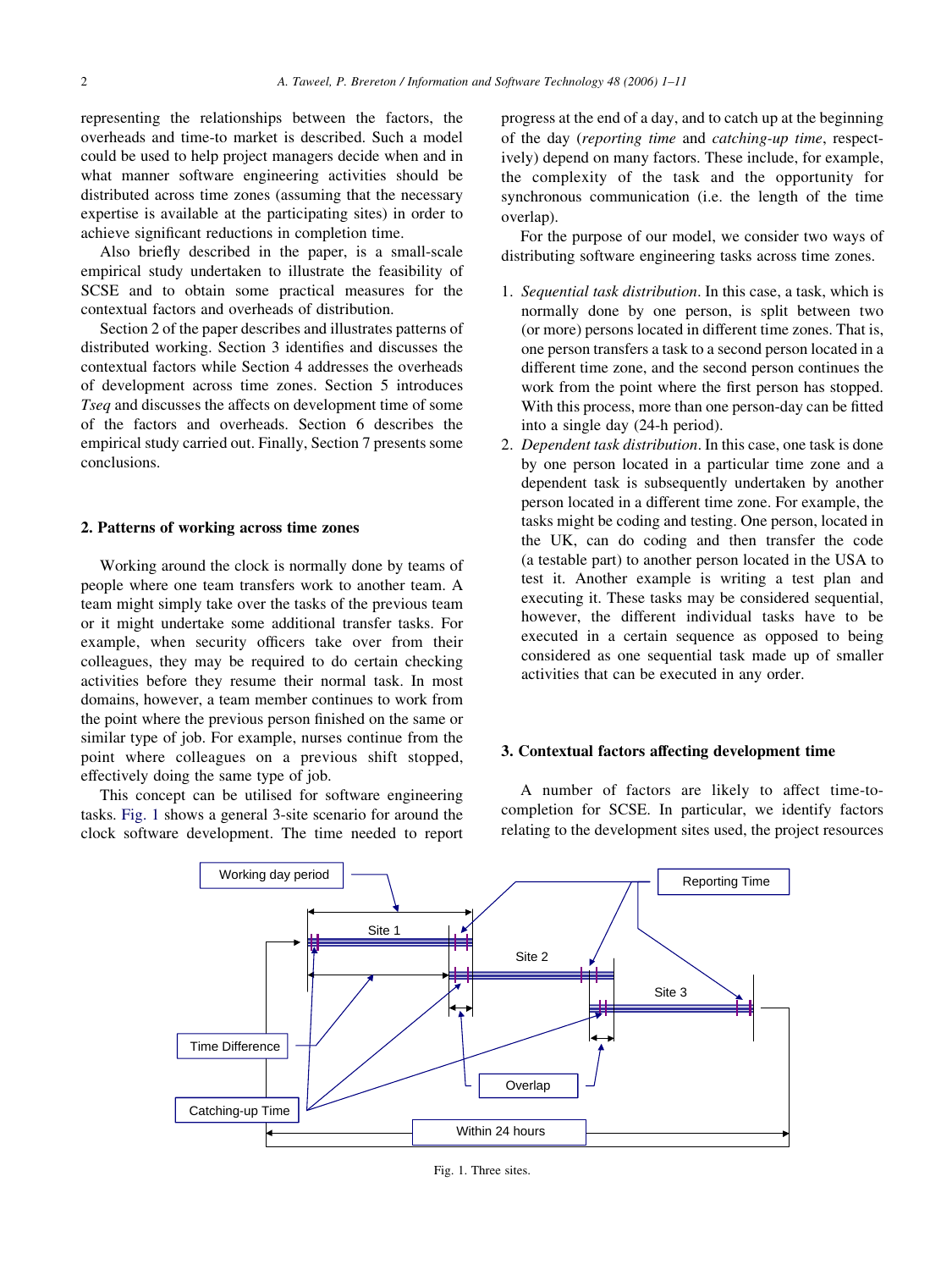representing the relationships between the factors, the overheads and time-to market is described. Such a model could be used to help project managers decide when and in what manner software engineering activities should be distributed across time zones (assuming that the necessary expertise is available at the participating sites) in order to achieve significant reductions in completion time.

Also briefly described in the paper, is a small-scale empirical study undertaken to illustrate the feasibility of SCSE and to obtain some practical measures for the contextual factors and overheads of distribution.

Section 2 of the paper describes and illustrates patterns of distributed working. Section 3 identifies and discusses the contextual factors while Section 4 addresses the overheads of development across time zones. Section 5 introduces *Tseq* and discusses the affects on development time of some of the factors and overheads. Section 6 describes the empirical study carried out. Finally, Section 7 presents some conclusions.

## 2. Patterns of working across time zones

Working around the clock is normally done by teams of people where one team transfers work to another team. A team might simply take over the tasks of the previous team or it might undertake some additional transfer tasks. For example, when security officers take over from their colleagues, they may be required to do certain checking activities before they resume their normal task. In most domains, however, a team member continues to work from the point where the previous person finished on the same or similar type of job. For example, nurses continue from the point where colleagues on a previous shift stopped, effectively doing the same type of job.

This concept can be utilised for software engineering tasks. Fig. 1 shows a general 3-site scenario for around the clock software development. The time needed to report progress at the end of a day, and to catch up at the beginning of the day (*reporting time* and *catching-up time*, respectively) depend on many factors. These include, for example, the complexity of the task and the opportunity for synchronous communication (i.e. the length of the time overlap).

For the purpose of our model, we consider two ways of distributing software engineering tasks across time zones.

1. *Sequential task distribution*. In this case, a task, which is normally done by one person, is split between two (or more) persons located in different time zones. That is, one person transfers a task to a second person located in a different time zone, and the second person continues the work from the point where the first person has stopped. With this process, more than one person-day can be fitted into a single day (24-h period).
2. *Dependent task distribution*. In this case, one task is done by one person located in a particular time zone and a dependent task is subsequently undertaken by another person located in a different time zone. For example, the tasks might be coding and testing. One person, located in the UK, can do coding and then transfer the code (a testable part) to another person located in the USA to test it. Another example is writing a test plan and executing it. These tasks may be considered sequential, however, the different individual tasks have to be executed in a certain sequence as opposed to being considered as one sequential task made up of smaller activities that can be executed in any order.

## 3. Contextual factors affecting development time

A number of factors are likely to affect time-to-completion for SCSE. In particular, we identify factors relating to the development sites used, the project resources

Fig. 1. Three sites.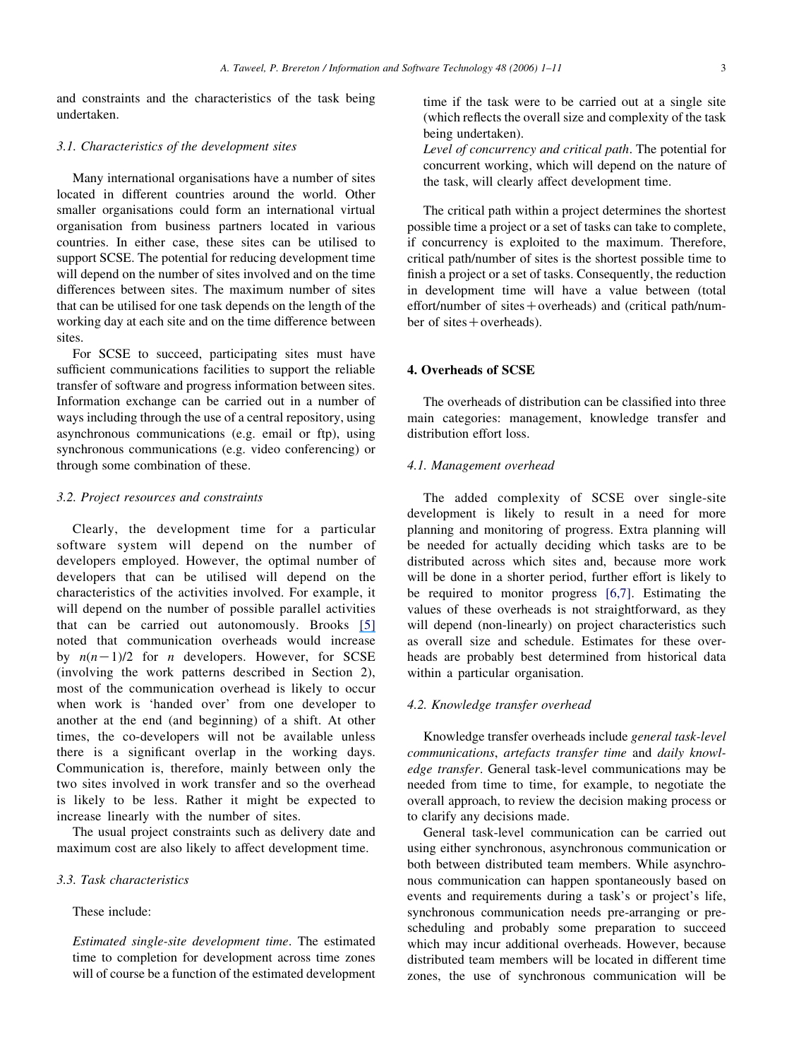and constraints and the characteristics of the task being undertaken.

### 3.1. Characteristics of the development sites

Many international organisations have a number of sites located in different countries around the world. Other smaller organisations could form an international virtual organisation from business partners located in various countries. In either case, these sites can be utilised to support SCSE. The potential for reducing development time will depend on the number of sites involved and on the time differences between sites. The maximum number of sites that can be utilised for one task depends on the length of the working day at each site and on the time difference between sites.

For SCSE to succeed, participating sites must have sufficient communications facilities to support the reliable transfer of software and progress information between sites. Information exchange can be carried out in a number of ways including through the use of a central repository, using asynchronous communications (e.g. email or ftp), using synchronous communications (e.g. video conferencing) or through some combination of these.

### 3.2. Project resources and constraints

Clearly, the development time for a particular software system will depend on the number of developers employed. However, the optimal number of developers that can be utilised will depend on the characteristics of the activities involved. For example, it will depend on the number of possible parallel activities that can be carried out autonomously. Brooks [5] noted that communication overheads would increase by $n(n-1)/2$ for $n$ developers. However, for SCSE (involving the work patterns described in Section 2), most of the communication overhead is likely to occur when work is 'handed over' from one developer to another at the end (and beginning) of a shift. At other times, the co-developers will not be available unless there is a significant overlap in the working days. Communication is, therefore, mainly between only the two sites involved in work transfer and so the overhead is likely to be less. Rather it might be expected to increase linearly with the number of sites.

The usual project constraints such as delivery date and maximum cost are also likely to affect development time.

### 3.3. Task characteristics

These include:

*Estimated single-site development time*. The estimated time to completion for development across time zones will of course be a function of the estimated development time if the task were to be carried out at a single site (which reflects the overall size and complexity of the task being undertaken).

*Level of concurrency and critical path*. The potential for concurrent working, which will depend on the nature of the task, will clearly affect development time.

The critical path within a project determines the shortest possible time a project or a set of tasks can take to complete, if concurrency is exploited to the maximum. Therefore, critical path/number of sites is the shortest possible time to finish a project or a set of tasks. Consequently, the reduction in development time will have a value between (total effort/number of sites + overheads) and (critical path/number of sites + overheads).

## 4. Overheads of SCSE

The overheads of distribution can be classified into three main categories: management, knowledge transfer and distribution effort loss.

### 4.1. Management overhead

The added complexity of SCSE over single-site development is likely to result in a need for more planning and monitoring of progress. Extra planning will be needed for actually deciding which tasks are to be distributed across which sites and, because more work will be done in a shorter period, further effort is likely to be required to monitor progress [6,7]. Estimating the values of these overheads is not straightforward, as they will depend (non-linearly) on project characteristics such as overall size and schedule. Estimates for these overheads are probably best determined from historical data within a particular organisation.

### 4.2. Knowledge transfer overhead

Knowledge transfer overheads include *general task-level communications*, *artefacts transfer time* and *daily knowledge transfer*. General task-level communications may be needed from time to time, for example, to negotiate the overall approach, to review the decision making process or to clarify any decisions made.

General task-level communication can be carried out using either synchronous, asynchronous communication or both between distributed team members. While asynchronous communication can happen spontaneously based on events and requirements during a task's or project's life, synchronous communication needs pre-arranging or pre-scheduling and probably some preparation to succeed which may incur additional overheads. However, because distributed team members will be located in different time zones, the use of synchronous communication will be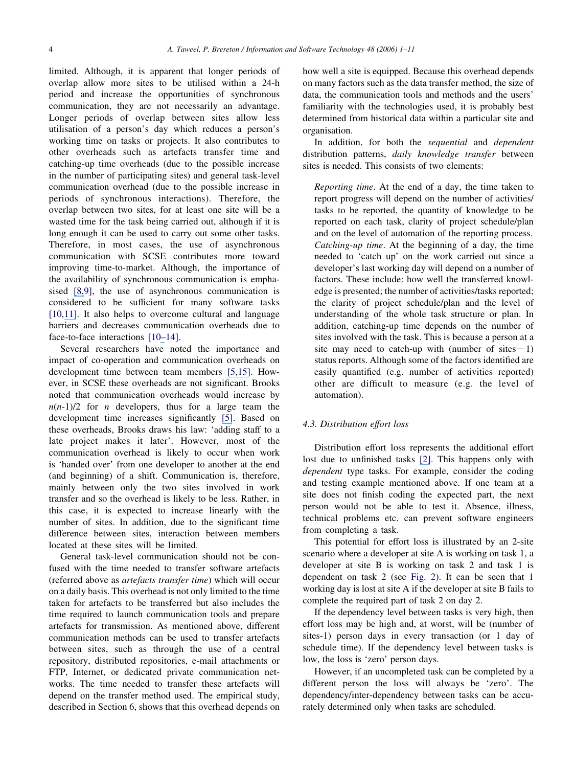limited. Although, it is apparent that longer periods of overlap allow more sites to be utilised within a 24-h period and increase the opportunities of synchronous communication, they are not necessarily an advantage. Longer periods of overlap between sites allow less utilisation of a person's day which reduces a person's working time on tasks or projects. It also contributes to other overheads such as artefacts transfer time and catching-up time overheads (due to the possible increase in the number of participating sites) and general task-level communication overhead (due to the possible increase in periods of synchronous interactions). Therefore, the overlap between two sites, for at least one site will be a wasted time for the task being carried out, although if it is long enough it can be used to carry out some other tasks. Therefore, in most cases, the use of asynchronous communication with SCSE contributes more toward improving time-to-market. Although, the importance of the availability of synchronous communication is emphasised [8,9], the use of asynchronous communication is considered to be sufficient for many software tasks [10,11]. It also helps to overcome cultural and language barriers and decreases communication overheads due to face-to-face interactions [10–14].

Several researchers have noted the importance and impact of co-operation and communication overheads on development time between team members [5,15]. However, in SCSE these overheads are not significant. Brooks noted that communication overheads would increase by $n(n\text{-}1)/2$ for $n$ developers, thus for a large team the development time increases significantly [5]. Based on these overheads, Brooks draws his law: 'adding staff to a late project makes it later'. However, most of the communication overhead is likely to occur when work is 'handed over' from one developer to another at the end (and beginning) of a shift. Communication is, therefore, mainly between only the two sites involved in work transfer and so the overhead is likely to be less. Rather, in this case, it is expected to increase linearly with the number of sites. In addition, due to the significant time difference between sites, interaction between members located at these sites will be limited.

General task-level communication should not be confused with the time needed to transfer software artefacts (referred above as *artefacts transfer time*) which will occur on a daily basis. This overhead is not only limited to the time taken for artefacts to be transferred but also includes the time required to launch communication tools and prepare artefacts for transmission. As mentioned above, different communication methods can be used to transfer artefacts between sites, such as through the use of a central repository, distributed repositories, e-mail attachments or FTP, Internet, or dedicated private communication networks. The time needed to transfer these artefacts will depend on the transfer method used. The empirical study, described in Section 6, shows that this overhead depends on how well a site is equipped. Because this overhead depends on many factors such as the data transfer method, the size of data, the communication tools and methods and the users' familiarity with the technologies used, it is probably best determined from historical data within a particular site and organisation.

In addition, for both the *sequential* and *dependent* distribution patterns, *daily knowledge transfer* between sites is needed. This consists of two elements:

> *Reporting time*. At the end of a day, the time taken to report progress will depend on the number of activities/tasks to be reported, the quantity of knowledge to be reported on each task, clarity of project schedule/plan and on the level of automation of the reporting process.
>
> *Catching-up time*. At the beginning of a day, the time needed to 'catch up' on the work carried out since a developer's last working day will depend on a number of factors. These include: how well the transferred knowledge is presented; the number of activities/tasks reported; the clarity of project schedule/plan and the level of understanding of the whole task structure or plan. In addition, catching-up time depends on the number of sites involved with the task. This is because a person at a site may need to catch-up with (number of sites − 1) status reports. Although some of the factors identified are easily quantified (e.g. number of activities reported) other are difficult to measure (e.g. the level of automation).

### 4.3. Distribution effort loss

Distribution effort loss represents the additional effort lost due to unfinished tasks [2]. This happens only with *dependent* type tasks. For example, consider the coding and testing example mentioned above. If one team at a site does not finish coding the expected part, the next person would not be able to test it. Absence, illness, technical problems etc. can prevent software engineers from completing a task.

This potential for effort loss is illustrated by an 2-site scenario where a developer at site A is working on task 1, a developer at site B is working on task 2 and task 1 is dependent on task 2 (see Fig. 2). It can be seen that 1 working day is lost at site A if the developer at site B fails to complete the required part of task 2 on day 2.

If the dependency level between tasks is very high, then effort loss may be high and, at worst, will be (number of sites-1) person days in every transaction (or 1 day of schedule time). If the dependency level between tasks is low, the loss is 'zero' person days.

However, if an uncompleted task can be completed by a different person the loss will always be 'zero'. The dependency/inter-dependency between tasks can be accurately determined only when tasks are scheduled.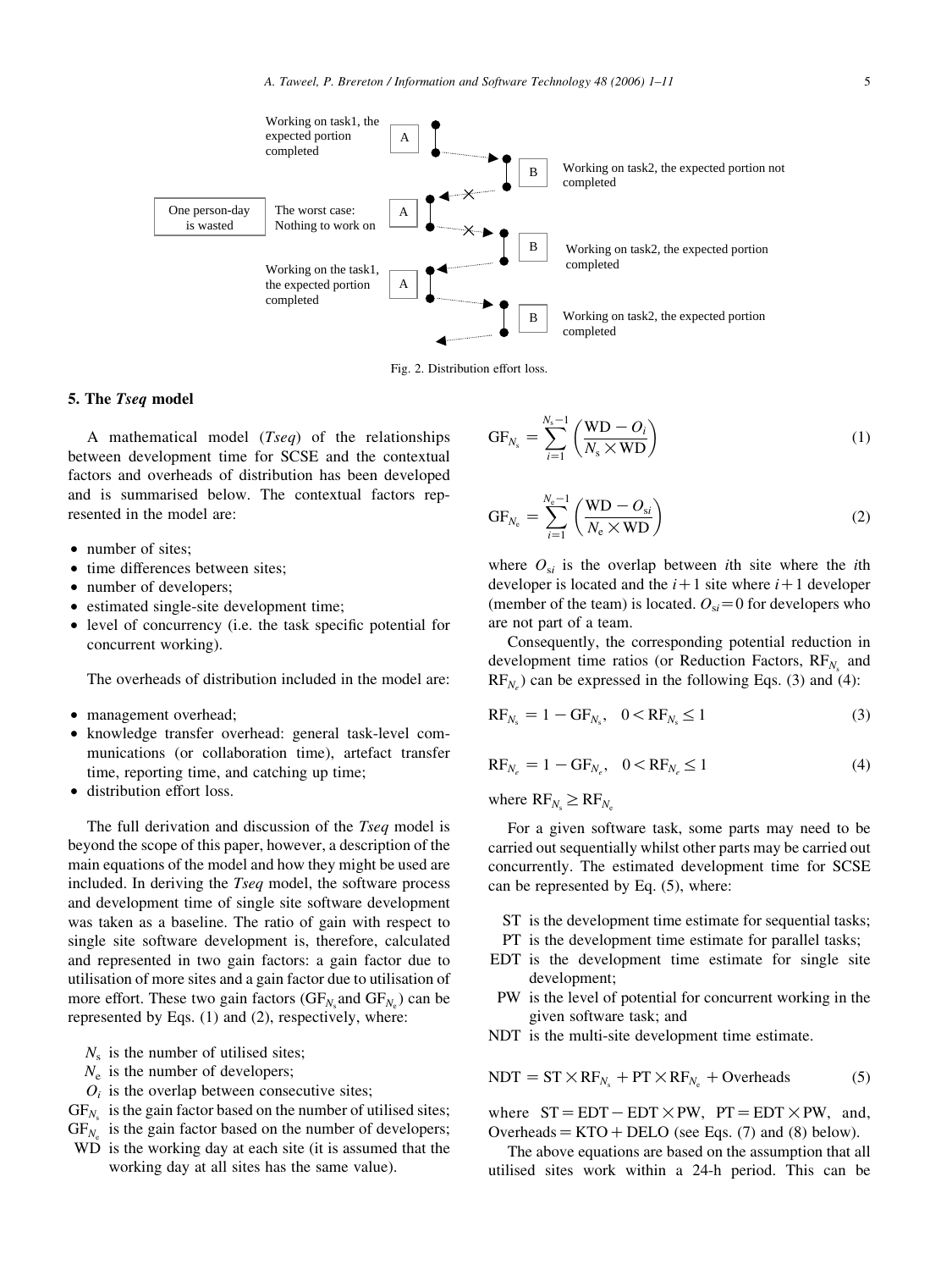Fig. 2. Distribution effort loss.

## 5. The *Tseq* model

A mathematical model (*Tseq*) of the relationships between development time for SCSE and the contextual factors and overheads of distribution has been developed and is summarised below. The contextual factors represented in the model are:

- number of sites;
- time differences between sites;
- number of developers;
- estimated single-site development time;
- level of concurrency (i.e. the task specific potential for concurrent working).

The overheads of distribution included in the model are:

- management overhead;
- knowledge transfer overhead: general task-level communications (or collaboration time), artefact transfer time, reporting time, and catching up time;
- distribution effort loss.

The full derivation and discussion of the *Tseq* model is beyond the scope of this paper, however, a description of the main equations of the model and how they might be used are included. In deriving the *Tseq* model, the software process and development time of single site software development was taken as a baseline. The ratio of gain with respect to single site software development is, therefore, calculated and represented in two gain factors: a gain factor due to utilisation of more sites and a gain factor due to utilisation of more effort. These two gain factors ($GF_{N_s}$ and $GF_{N_e}$) can be represented by Eqs. (1) and (2), respectively, where:

- $N_s$ is the number of utilised sites;
- $N_e$ is the number of developers;
- $O_i$ is the overlap between consecutive sites;
- $GF_{N_s}$ is the gain factor based on the number of utilised sites;
- $GF_{N_e}$ is the gain factor based on the number of developers;
- WD is the working day at each site (it is assumed that the working day at all sites has the same value).

$$GF_{N_s} = \sum_{i=1}^{N_s - 1} \left( \frac{WD - O_i}{N_s \times WD} \right) \tag{1}$$

$$GF_{N_e} = \sum_{i=1}^{N_e - 1} \left( \frac{WD - O_{si}}{N_e \times WD} \right) \tag{2}$$

where $O_{si}$ is the overlap between $i$th site where the $i$th developer is located and the $i+1$ site where $i+1$ developer (member of the team) is located. $O_{si} = 0$ for developers who are not part of a team.

Consequently, the corresponding potential reduction in development time ratios (or Reduction Factors, $RF_{N_s}$ and $RF_{N_e}$) can be expressed in the following Eqs. (3) and (4):

$$RF_{N_s} = 1 - GF_{N_s}, \quad 0 < RF_{N_s} \leq 1 \tag{3}$$

$$RF_{N_e} = 1 - GF_{N_e}, \quad 0 < RF_{N_e} \leq 1 \tag{4}$$

where $RF_{N_s} \geq RF_{N_e}$

For a given software task, some parts may need to be carried out sequentially whilst other parts may be carried out concurrently. The estimated development time for SCSE can be represented by Eq. (5), where:

- ST is the development time estimate for sequential tasks;
- PT is the development time estimate for parallel tasks;
- EDT is the development time estimate for single site development;
- PW is the level of potential for concurrent working in the given software task; and
- NDT is the multi-site development time estimate.

$$NDT = ST \times RF_{N_s} + PT \times RF_{N_e} + \text{Overheads} \tag{5}$$

where $ST = EDT - EDT \times PW$, $PT = EDT \times PW$, and, $\text{Overheads} = KTO + DELO$ (see Eqs. (7) and (8) below).

The above equations are based on the assumption that all utilised sites work within a 24-h period. This can be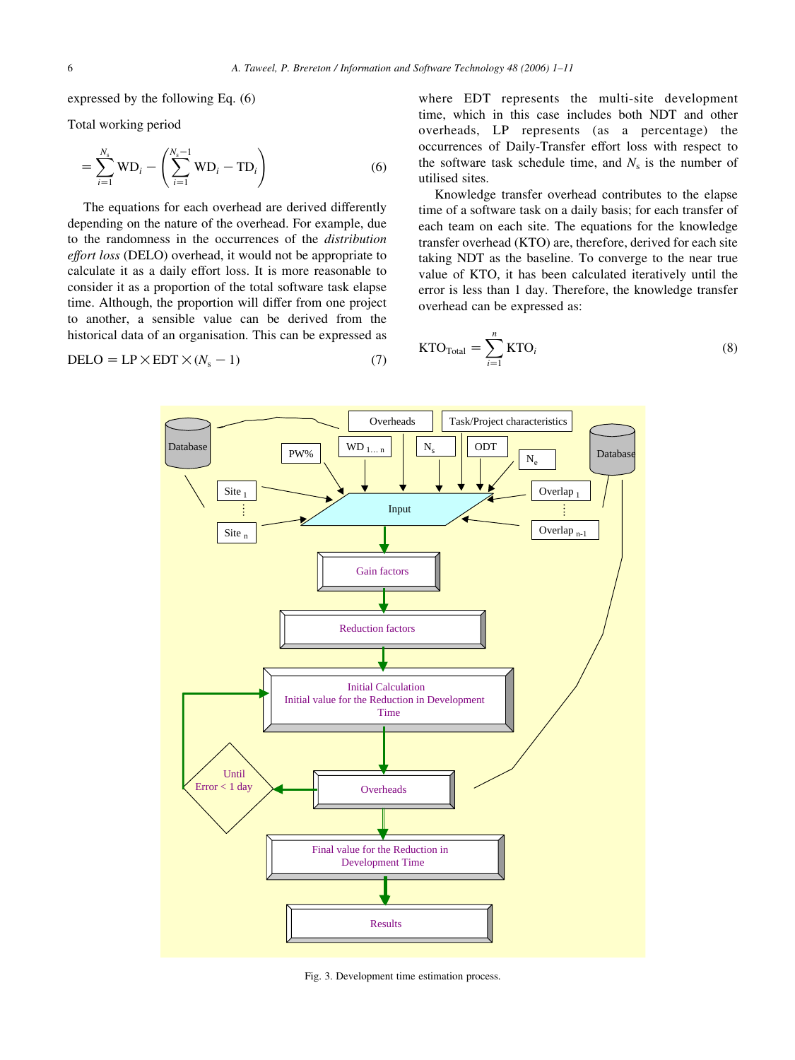expressed by the following Eq. (6)

Total working period

$$= \sum_{i=1}^{N_s} \mathrm{WD}_i - \left( \sum_{i=1}^{N_s-1} \mathrm{WD}_i - \mathrm{TD}_i \right) \tag{6}$$

The equations for each overhead are derived differently depending on the nature of the overhead. For example, due to the randomness in the occurrences of the *distribution effort loss* (DELO) overhead, it would not be appropriate to calculate it as a daily effort loss. It is more reasonable to consider it as a proportion of the total software task elapse time. Although, the proportion will differ from one project to another, a sensible value can be derived from the historical data of an organisation. This can be expressed as

$$\mathrm{DELO} = \mathrm{LP} \times \mathrm{EDT} \times (N_s - 1) \tag{7}$$

where EDT represents the multi-site development time, which in this case includes both NDT and other overheads, LP represents (as a percentage) the occurrences of Daily-Transfer effort loss with respect to the software task schedule time, and $N_s$ is the number of utilised sites.

Knowledge transfer overhead contributes to the elapse time of a software task on a daily basis; for each transfer of each team on each site. The equations for the knowledge transfer overhead (KTO) are, therefore, derived for each site taking NDT as the baseline. To converge to the near true value of KTO, it has been calculated iteratively until the error is less than 1 day. Therefore, the knowledge transfer overhead can be expressed as:

$$\mathrm{KTO}_{\mathrm{Total}} = \sum_{i=1}^{n} \mathrm{KTO}_i \tag{8}$$

Fig. 3. Development time estimation process.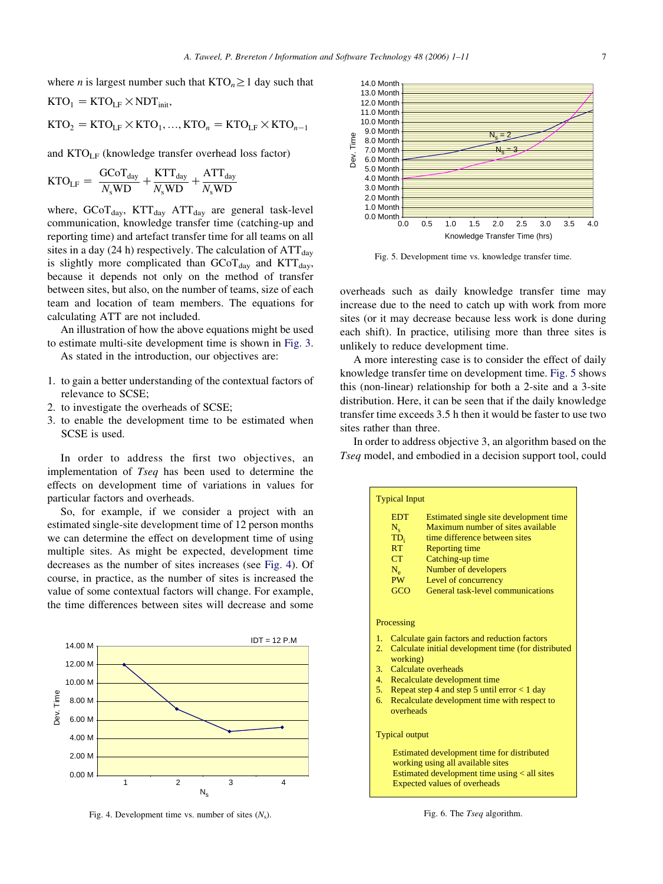where $n$ is largest number such that $\text{KTO}_n \geq 1$ day such that

$$\text{KTO}_1 = \text{KTO}_{\text{LF}} \times \text{NDT}_{\text{init}},$$

$$\text{KTO}_2 = \text{KTO}_{\text{LF}} \times \text{KTO}_1, \ldots, \text{KTO}_n = \text{KTO}_{\text{LF}} \times \text{KTO}_{n-1}$$

and $\text{KTO}_{\text{LF}}$ (knowledge transfer overhead loss factor)

$$\text{KTO}_{\text{LF}} = \frac{\text{GCoT}_{\text{day}}}{N_{\text{s}}\text{WD}} + \frac{\text{KTT}_{\text{day}}}{N_{\text{s}}\text{WD}} + \frac{\text{ATT}_{\text{day}}}{N_{\text{s}}\text{WD}}$$

where, $\text{GCoT}_{\text{day}}$, $\text{KTT}_{\text{day}}$ $\text{ATT}_{\text{day}}$ are general task-level communication, knowledge transfer time (catching-up and reporting time) and artefact transfer time for all teams on all sites in a day (24 h) respectively. The calculation of $\text{ATT}_{\text{day}}$ is slightly more complicated than $\text{GCoT}_{\text{day}}$ and $\text{KTT}_{\text{day}}$, because it depends not only on the method of transfer between sites, but also, on the number of teams, size of each team and location of team members. The equations for calculating ATT are not included.

An illustration of how the above equations might be used to estimate multi-site development time is shown in Fig. 3.

As stated in the introduction, our objectives are:

1. to gain a better understanding of the contextual factors of relevance to SCSE;
2. to investigate the overheads of SCSE;
3. to enable the development time to be estimated when SCSE is used.

In order to address the first two objectives, an implementation of *Tseq* has been used to determine the effects on development time of variations in values for particular factors and overheads.

So, for example, if we consider a project with an estimated single-site development time of 12 person months we can determine the effect on development time of using multiple sites. As might be expected, development time decreases as the number of sites increases (see Fig. 4). Of course, in practice, as the number of sites is increased the value of some contextual factors will change. For example, the time differences between sites will decrease and some overheads such as daily knowledge transfer time may increase due to the need to catch up with work from more sites (or it may decrease because less work is done during each shift). In practice, utilising more than three sites is unlikely to reduce development time.

Fig. 4. Development time vs. number of sites ($N_s$).

Fig. 5. Development time vs. knowledge transfer time.

A more interesting case is to consider the effect of daily knowledge transfer time on development time. Fig. 5 shows this (non-linear) relationship for both a 2-site and a 3-site distribution. Here, it can be seen that if the daily knowledge transfer time exceeds 3.5 h then it would be faster to use two sites rather than three.

In order to address objective 3, an algorithm based on the *Tseq* model, and embodied in a decision support tool, could

**Typical Input**

| | |
|---|---|
| EDT | Estimated single site development time |
| $N_s$ | Maximum number of sites available |
| $TD_i$ | time difference between sites |
| RT | Reporting time |
| CT | Catching-up time |
| $N_e$ | Number of developers |
| PW | Level of concurrency |
| GCO | General task-level communications |

**Processing**

1. Calculate gain factors and reduction factors
2. Calculate initial development time (for distributed working)
3. Calculate overheads
4. Recalculate development time
5. Repeat step 4 and step 5 until error < 1 day
6. Recalculate development time with respect to overheads

**Typical output**

Estimated development time for distributed working using all available sites
Estimated development time using < all sites
Expected values of overheads

Fig. 6. The *Tseq* algorithm.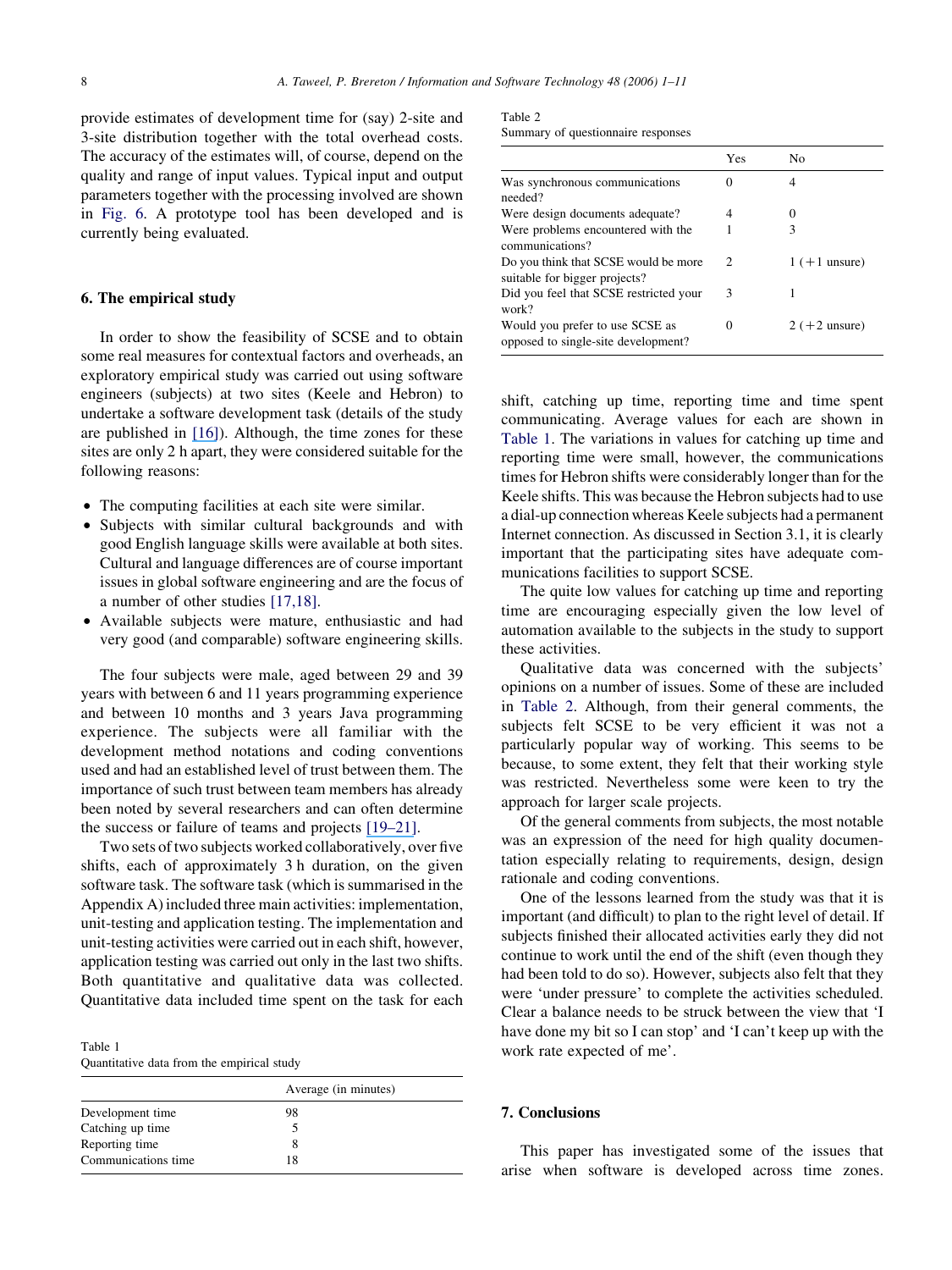provide estimates of development time for (say) 2-site and 3-site distribution together with the total overhead costs. The accuracy of the estimates will, of course, depend on the quality and range of input values. Typical input and output parameters together with the processing involved are shown in Fig. 6. A prototype tool has been developed and is currently being evaluated.

## 6. The empirical study

In order to show the feasibility of SCSE and to obtain some real measures for contextual factors and overheads, an exploratory empirical study was carried out using software engineers (subjects) at two sites (Keele and Hebron) to undertake a software development task (details of the study are published in [16]). Although, the time zones for these sites are only 2 h apart, they were considered suitable for the following reasons:

- The computing facilities at each site were similar.
- Subjects with similar cultural backgrounds and with good English language skills were available at both sites. Cultural and language differences are of course important issues in global software engineering and are the focus of a number of other studies [17,18].
- Available subjects were mature, enthusiastic and had very good (and comparable) software engineering skills.

The four subjects were male, aged between 29 and 39 years with between 6 and 11 years programming experience and between 10 months and 3 years Java programming experience. The subjects were all familiar with the development method notations and coding conventions used and had an established level of trust between them. The importance of such trust between team members has already been noted by several researchers and can often determine the success or failure of teams and projects [19–21].

Two sets of two subjects worked collaboratively, over five shifts, each of approximately 3 h duration, on the given software task. The software task (which is summarised in the Appendix A) included three main activities: implementation, unit-testing and application testing. The implementation and unit-testing activities were carried out in each shift, however, application testing was carried out only in the last two shifts. Both quantitative and qualitative data was collected. Quantitative data included time spent on the task for each shift, catching up time, reporting time and time spent communicating. Average values for each are shown in Table 1. The variations in values for catching up time and reporting time were small, however, the communications times for Hebron shifts were considerably longer than for the Keele shifts. This was because the Hebron subjects had to use a dial-up connection whereas Keele subjects had a permanent Internet connection. As discussed in Section 3.1, it is clearly important that the participating sites have adequate communications facilities to support SCSE.

Table 1
Quantitative data from the empirical study

| | Average (in minutes) |
|---|---|
| Development time | 98 |
| Catching up time | 5 |
| Reporting time | 8 |
| Communications time | 18 |

Table 2
Summary of questionnaire responses

| | Yes | No |
|---|---|---|
| Was synchronous communications needed? | 0 | 4 |
| Were design documents adequate? | 4 | 0 |
| Were problems encountered with the communications? | 1 | 3 |
| Do you think that SCSE would be more suitable for bigger projects? | 2 | 1 (+1 unsure) |
| Did you feel that SCSE restricted your work? | 3 | 1 |
| Would you prefer to use SCSE as opposed to single-site development? | 0 | 2 (+2 unsure) |

The quite low values for catching up time and reporting time are encouraging especially given the low level of automation available to the subjects in the study to support these activities.

Qualitative data was concerned with the subjects' opinions on a number of issues. Some of these are included in Table 2. Although, from their general comments, the subjects felt SCSE to be very efficient it was not a particularly popular way of working. This seems to be because, to some extent, they felt that their working style was restricted. Nevertheless some were keen to try the approach for larger scale projects.

Of the general comments from subjects, the most notable was an expression of the need for high quality documentation especially relating to requirements, design, design rationale and coding conventions.

One of the lessons learned from the study was that it is important (and difficult) to plan to the right level of detail. If subjects finished their allocated activities early they did not continue to work until the end of the shift (even though they had been told to do so). However, subjects also felt that they were 'under pressure' to complete the activities scheduled. Clear a balance needs to be struck between the view that 'I have done my bit so I can stop' and 'I can't keep up with the work rate expected of me'.

## 7. Conclusions

This paper has investigated some of the issues that arise when software is developed across time zones.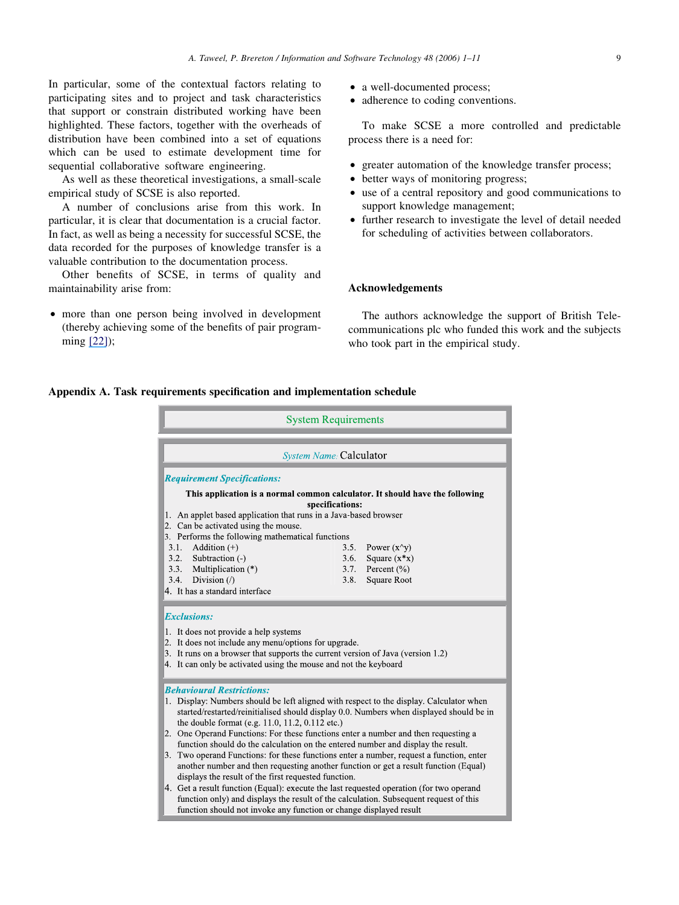In particular, some of the contextual factors relating to participating sites and to project and task characteristics that support or constrain distributed working have been highlighted. These factors, together with the overheads of distribution have been combined into a set of equations which can be used to estimate development time for sequential collaborative software engineering.

As well as these theoretical investigations, a small-scale empirical study of SCSE is also reported.

A number of conclusions arise from this work. In particular, it is clear that documentation is a crucial factor. In fact, as well as being a necessity for successful SCSE, the data recorded for the purposes of knowledge transfer is a valuable contribution to the documentation process.

Other benefits of SCSE, in terms of quality and maintainability arise from:

- more than one person being involved in development (thereby achieving some of the benefits of pair programming [22]);
- a well-documented process;
- adherence to coding conventions.

To make SCSE a more controlled and predictable process there is a need for:

- greater automation of the knowledge transfer process;
- better ways of monitoring progress;
- use of a central repository and good communications to support knowledge management;
- further research to investigate the level of detail needed for scheduling of activities between collaborators.

## Acknowledgements

The authors acknowledge the support of British Telecommunications plc who funded this work and the subjects who took part in the empirical study.

## Appendix A. Task requirements specification and implementation schedule

**System Requirements**

*System Name:* Calculator

***Requirement Specifications:***

**This application is a normal common calculator. It should have the following specifications:**

1. An applet based application that runs in a Java-based browser
2. Can be activated using the mouse.
3. Performs the following mathematical functions
   - 3.1. Addition (+)
   - 3.2. Subtraction (-)
   - 3.3. Multiplication (*)
   - 3.4. Division (/)
   - 3.5. Power (x^y)
   - 3.6. Square (x*x)
   - 3.7. Percent (%)
   - 3.8. Square Root
4. It has a standard interface

***Exclusions:***

1. It does not provide a help systems
2. It does not include any menu/options for upgrade.
3. It runs on a browser that supports the current version of Java (version 1.2)
4. It can only be activated using the mouse and not the keyboard

***Behavioural Restrictions:***

1. Display: Numbers should be left aligned with respect to the display. Calculator when started/restarted/reinitialised should display 0.0. Numbers when displayed should be in the double format (e.g. 11.0, 11.2, 0.112 etc.)
2. One Operand Functions: For these functions enter a number and then requesting a function should do the calculation on the entered number and display the result.
3. Two operand Functions: for these functions enter a number, request a function, enter another number and then requesting another function or get a result function (Equal) displays the result of the first requested function.
4. Get a result function (Equal): execute the last requested operation (for two operand function only) and displays the result of the calculation. Subsequent request of this function should not invoke any function or change displayed result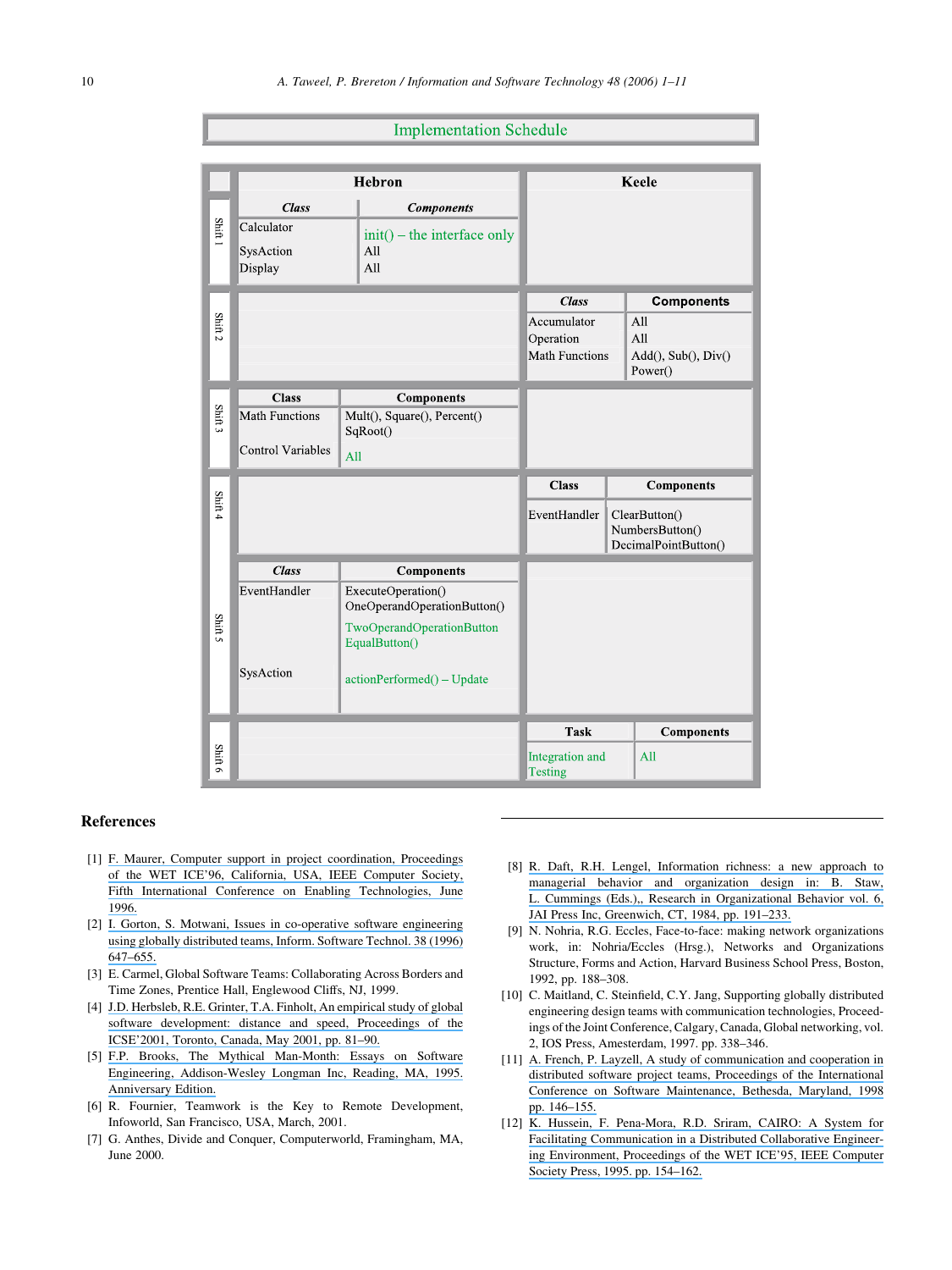**Implementation Schedule**

| | Hebron | | Keele | |
|---|---|---|---|---|
| Shift 1 | *Class* | *Components* | | |
| | Calculator | init() – the interface only | | |
| | SysAction | All | | |
| | Display | All | | |
| Shift 2 | | | *Class* | Components |
| | | | Accumulator | All |
| | | | Operation | All |
| | | | Math Functions | Add(), Sub(), Div() Power() |
| Shift 3 | Class | Components | | |
| | Math Functions | Mult(), Square(), Percent() SqRoot() | | |
| | Control Variables | All | | |
| Shift 4 | | | Class | Components |
| | | | EventHandler | ClearButton() NumbersButton() DecimalPointButton() |
| Shift 5 | *Class* | Components | | |
| | EventHandler | ExecuteOperation() OneOperandOperationButton() TwoOperandOperationButton EqualButton() | | |
| | SysAction | actionPerformed() – Update | | |
| Shift 6 | | | Task | Components |
| | | | Integration and Testing | All |

## References

[1] F. Maurer, Computer support in project coordination, Proceedings of the WET ICE'96, California, USA, IEEE Computer Society, Fifth International Conference on Enabling Technologies, June 1996.

[2] I. Gorton, S. Motwani, Issues in co-operative software engineering using globally distributed teams, Inform. Software Technol. 38 (1996) 647–655.

[3] E. Carmel, Global Software Teams: Collaborating Across Borders and Time Zones, Prentice Hall, Englewood Cliffs, NJ, 1999.

[4] J.D. Herbsleb, R.E. Grinter, T.A. Finholt, An empirical study of global software development: distance and speed, Proceedings of the ICSE'2001, Toronto, Canada, May 2001, pp. 81–90.

[5] F.P. Brooks, The Mythical Man-Month: Essays on Software Engineering, Addison-Wesley Longman Inc, Reading, MA, 1995. Anniversary Edition.

[6] R. Fournier, Teamwork is the Key to Remote Development, Infoworld, San Francisco, USA, March, 2001.

[7] G. Anthes, Divide and Conquer, Computerworld, Framingham, MA, June 2000.

[8] R. Daft, R.H. Lengel, Information richness: a new approach to managerial behavior and organization design in: B. Staw, L. Cummings (Eds.),, Research in Organizational Behavior vol. 6, JAI Press Inc, Greenwich, CT, 1984, pp. 191–233.

[9] N. Nohria, R.G. Eccles, Face-to-face: making network organizations work, in: Nohria/Eccles (Hrsg.), Networks and Organizations Structure, Forms and Action, Harvard Business School Press, Boston, 1992, pp. 188–308.

[10] C. Maitland, C. Steinfield, C.Y. Jang, Supporting globally distributed engineering design teams with communication technologies, Proceedings of the Joint Conference, Calgary, Canada, Global networking, vol. 2, IOS Press, Amesterdam, 1997. pp. 338–346.

[11] A. French, P. Layzell, A study of communication and cooperation in distributed software project teams, Proceedings of the International Conference on Software Maintenance, Bethesda, Maryland, 1998 pp. 146–155.

[12] K. Hussein, F. Pena-Mora, R.D. Sriram, CAIRO: A System for Facilitating Communication in a Distributed Collaborative Engineering Environment, Proceedings of the WET ICE'95, IEEE Computer Society Press, 1995. pp. 154–162.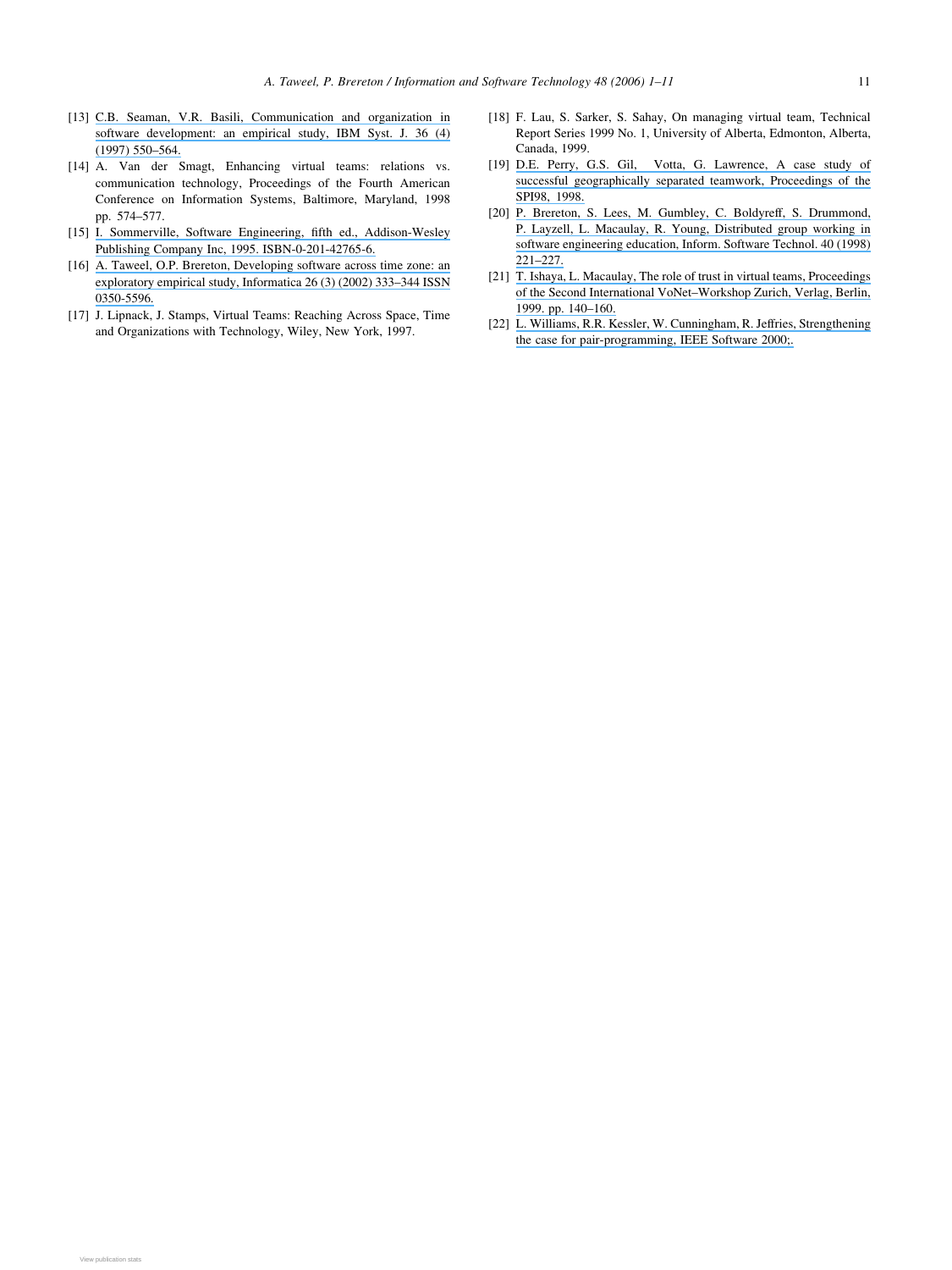[13] C.B. Seaman, V.R. Basili, Communication and organization in software development: an empirical study, IBM Syst. J. 36 (4) (1997) 550–564.

[14] A. Van der Smagt, Enhancing virtual teams: relations vs. communication technology, Proceedings of the Fourth American Conference on Information Systems, Baltimore, Maryland, 1998 pp. 574–577.

[15] I. Sommerville, Software Engineering, fifth ed., Addison-Wesley Publishing Company Inc, 1995. ISBN-0-201-42765-6.

[16] A. Taweel, O.P. Brereton, Developing software across time zone: an exploratory empirical study, Informatica 26 (3) (2002) 333–344 ISSN 0350-5596.

[17] J. Lipnack, J. Stamps, Virtual Teams: Reaching Across Space, Time and Organizations with Technology, Wiley, New York, 1997.

[18] F. Lau, S. Sarker, S. Sahay, On managing virtual team, Technical Report Series 1999 No. 1, University of Alberta, Edmonton, Alberta, Canada, 1999.

[19] D.E. Perry, G.S. Gil, Votta, G. Lawrence, A case study of successful geographically separated teamwork, Proceedings of the SPI98, 1998.

[20] P. Brereton, S. Lees, M. Gumbley, C. Boldyreff, S. Drummond, P. Layzell, L. Macaulay, R. Young, Distributed group working in software engineering education, Inform. Software Technol. 40 (1998) 221–227.

[21] T. Ishaya, L. Macaulay, The role of trust in virtual teams, Proceedings of the Second International VoNet–Workshop Zurich, Verlag, Berlin, 1999. pp. 140–160.

[22] L. Williams, R.R. Kessler, W. Cunningham, R. Jeffries, Strengthening the case for pair-programming, IEEE Software 2000;.